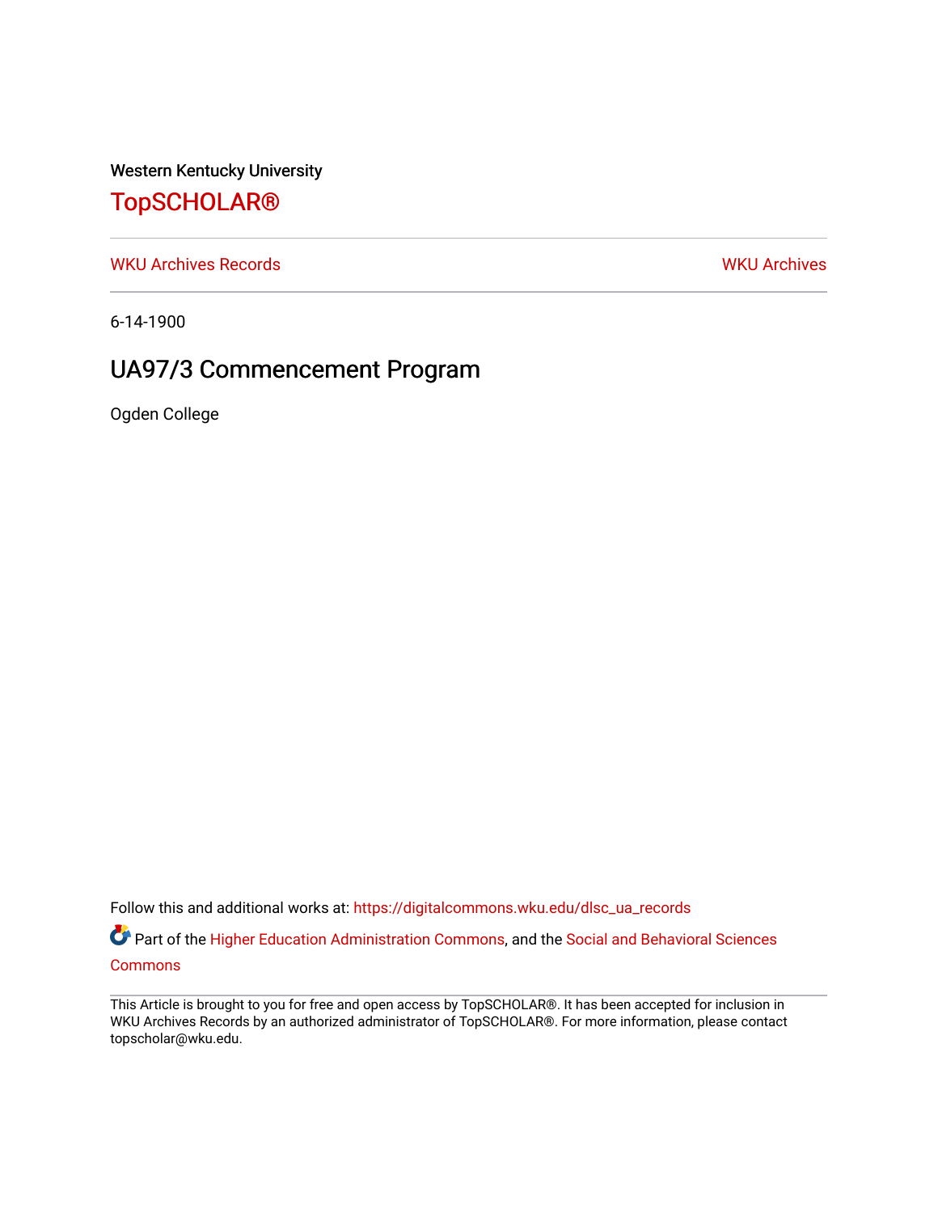Western Kentucky University

# TopSCHOLAR®

WKU Archives Records

WKU Archives

6-14-1900

## UA97/3 Commencement Program

Ogden College

Follow this and additional works at: https://digitalcommons.wku.edu/dlsc_ua_records

Part of the Higher Education Administration Commons, and the Social and Behavioral Sciences Commons

This Article is brought to you for free and open access by TopSCHOLAR®. It has been accepted for inclusion in WKU Archives Records by an authorized administrator of TopSCHOLAR®. For more information, please contact topscholar@wku.edu.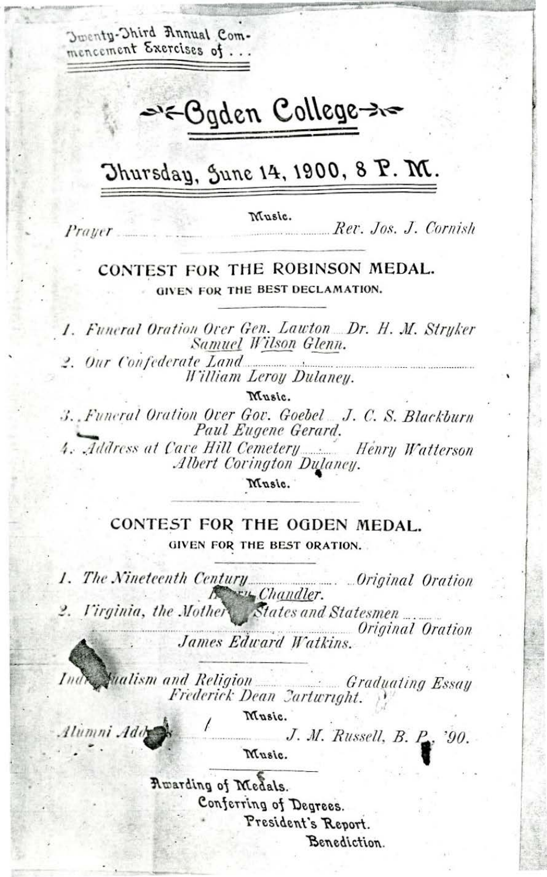Twenty-Third Annual Commencement Exercises of . . .

# Ogden College

## Thursday, June 14, 1900, 8 P. M.

Music.

*Prayer* ........................................ *Rev. Jos. J. Cornish*

### CONTEST FOR THE ROBINSON MEDAL.

GIVEN FOR THE BEST DECLAMATION.

1. *Funeral Oration Over Gen. Lawton* .... *Dr. H. M. Stryker*
   *Samuel Wilson Glenn.*
2. *Our Confederate Land* ........................................
   *William Leroy Dulaney.*

Music.

3. *Funeral Oration Over Gov. Goebel* .... *J. C. S. Blackburn*
   *Paul Eugene Gerard.*
4. *Address at Cave Hill Cemetery* ........ *Henry Watterson*
   *Albert Covington Dulaney.*

Music.

### CONTEST FOR THE OGDEN MEDAL.

GIVEN FOR THE BEST ORATION.

1. *The Nineteenth Century* .................. *Original Oration*
   *H... Chandler.*
2. *Virginia, the Mother ... States and Statesmen* ........
   ........................................ *Original Oration*
   *James Edward Watkins.*

*Ind...ualism and Religion* .................. *Graduating Essay*
*Frederick Dean Cartwright.*

Music.

*Alumni Add...* .................. *J. M. Russell, B. P., '90.*

Music.

Awarding of Medals.
Conferring of Degrees.
President's Report.
Benediction.